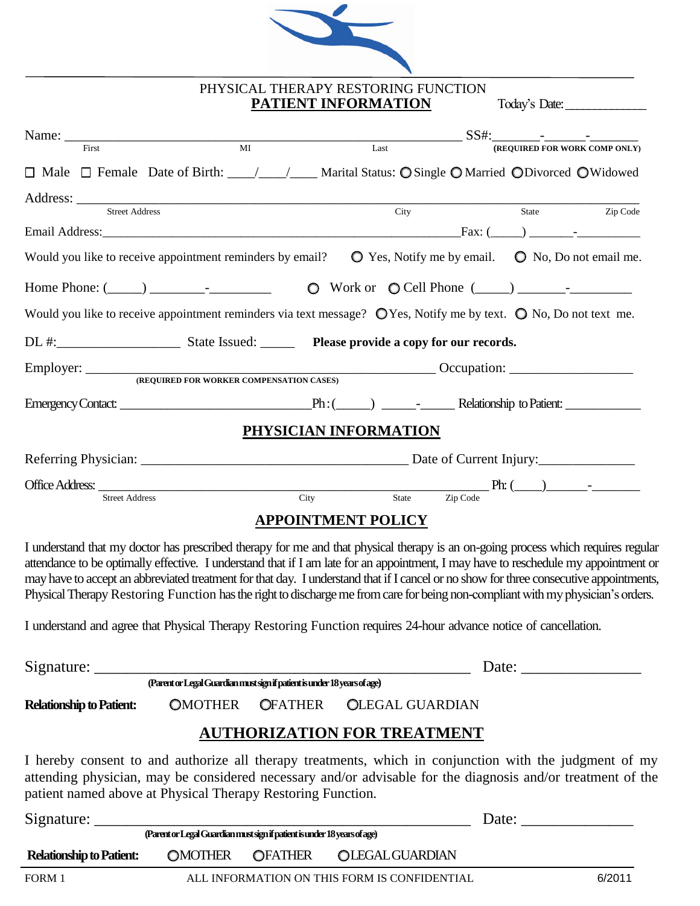PHYSICAL THERAPY RESTORING FUNCTION

# PATIENT INFORMATION

Today's Date: ____________

Name: ______________________________________________ SS#: _______-______-_______
First MI Last (REQUIRED FOR WORK COMP ONLY)

☐ Male ☐ Female Date of Birth: ____/____/____ Marital Status: ○ Single ○ Married ○ Divorced ○ Widowed

Address: ______________________________________________________________
Street Address City State Zip Code

Email Address: ______________________________________________ Fax: (_____) _______-__________

Would you like to receive appointment reminders by email? ○ Yes, Notify me by email. ○ No, Do not email me.

Home Phone: (_____) ________-_________ ○ Work or ○ Cell Phone (_____) _______-_________

Would you like to receive appointment reminders via text message? ○ Yes, Notify me by text. ○ No, Do not text me.

DL #: __________________ State Issued: _____ **Please provide a copy for our records.**

Employer: ______________________________________________ Occupation: ___________________
(REQUIRED FOR WORKER COMPENSATION CASES)

Emergency Contact: ______________________________ Ph: (_____) _____-_____ Relationship to Patient: ___________

## PHYSICIAN INFORMATION

Referring Physician: ______________________________________ Date of Current Injury: ______________

Office Address: ______________________________________________ Ph: (____)______-________
Street Address City State Zip Code

## APPOINTMENT POLICY

I understand that my doctor has prescribed therapy for me and that physical therapy is an on-going process which requires regular attendance to be optimally effective. I understand that if I am late for an appointment, I may have to reschedule my appointment or may have to accept an abbreviated treatment for that day. I understand that if I cancel or no show for three consecutive appointments, Physical Therapy Restoring Function has the right to discharge me from care for being non-compliant with my physician's orders.

I understand and agree that Physical Therapy Restoring Function requires 24-hour advance notice of cancellation.

Signature: ______________________________________________ Date: _______________
(Parent or Legal Guardian must sign if patient is under 18 years of age)

**Relationship to Patient:** ○ MOTHER ○ FATHER ○ LEGAL GUARDIAN

## AUTHORIZATION FOR TREATMENT

I hereby consent to and authorize all therapy treatments, which in conjunction with the judgment of my attending physician, may be considered necessary and/or advisable for the diagnosis and/or treatment of the patient named above at Physical Therapy Restoring Function.

Signature: ______________________________________________ Date: ______________
(Parent or Legal Guardian must sign if patient is under 18 years of age)

**Relationship to Patient:** ○ MOTHER ○ FATHER ○ LEGAL GUARDIAN

FORM 1 ALL INFORMATION ON THIS FORM IS CONFIDENTIAL 6/2011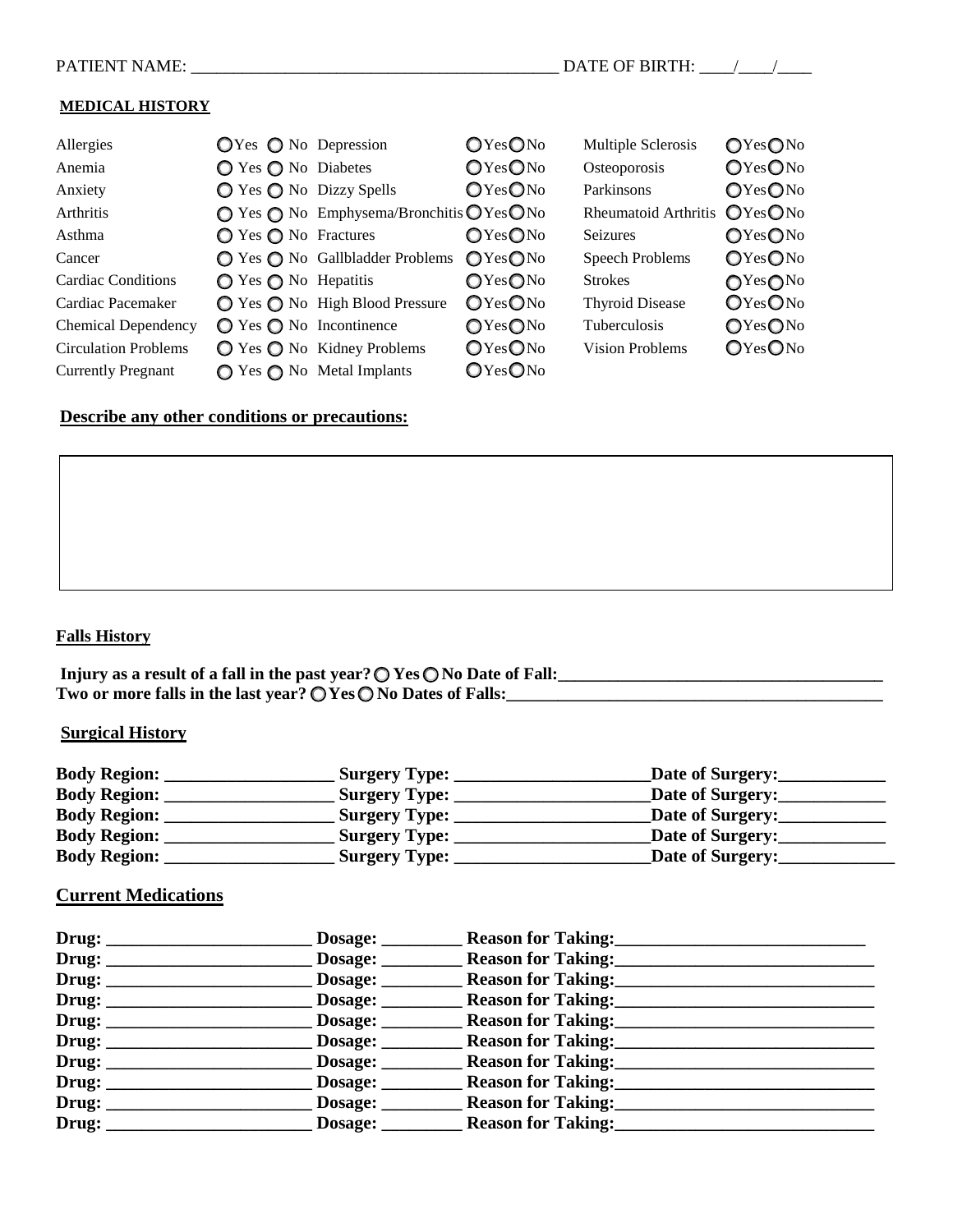PATIENT NAME: ___________________________________________ DATE OF BIRTH: ____/____/____

**MEDICAL HISTORY**

| Condition | | Condition | | Condition | |
|---|---|---|---|---|---|
| Allergies | ○Yes ○ No | Depression | ○Yes○No | Multiple Sclerosis | ○Yes○No |
| Anemia | ○ Yes ○ No | Diabetes | ○Yes○No | Osteoporosis | ○Yes○No |
| Anxiety | ○ Yes ○ No | Dizzy Spells | ○Yes○No | Parkinsons | ○Yes○No |
| Arthritis | ○ Yes ○ No | Emphysema/Bronchitis | ○Yes○No | Rheumatoid Arthritis | ○Yes○No |
| Asthma | ○ Yes ○ No | Fractures | ○Yes○No | Seizures | ○Yes○No |
| Cancer | ○ Yes ○ No | Gallbladder Problems | ○Yes○No | Speech Problems | ○Yes○No |
| Cardiac Conditions | ○ Yes ○ No | Hepatitis | ○Yes○No | Strokes | ○Yes○No |
| Cardiac Pacemaker | ○ Yes ○ No | High Blood Pressure | ○Yes○No | Thyroid Disease | ○Yes○No |
| Chemical Dependency | ○ Yes ○ No | Incontinence | ○Yes○No | Tuberculosis | ○Yes○No |
| Circulation Problems | ○ Yes ○ No | Kidney Problems | ○Yes○No | Vision Problems | ○Yes○No |
| Currently Pregnant | ○ Yes ○ No | Metal Implants | ○Yes○No | | |

**Describe any other conditions or precautions:**

**Falls History**

**Injury as a result of a fall in the past year? ○ Yes ○ No Date of Fall:_______________________________________**

**Two or more falls in the last year? ○ Yes ○ No Dates of Falls:_____________________________________________**

**Surgical History**

**Body Region: ___________________ Surgery Type: ______________________Date of Surgery:____________**

**Body Region: ___________________ Surgery Type: ______________________Date of Surgery:____________**

**Body Region: ___________________ Surgery Type: ______________________Date of Surgery:____________**

**Body Region: ___________________ Surgery Type: ______________________Date of Surgery:____________**

**Body Region: ___________________ Surgery Type: ______________________Date of Surgery:_____________**

**Current Medications**

**Drug: _______________________ Dosage: _________ Reason for Taking:_____________________________**

**Drug: _______________________ Dosage: _________ Reason for Taking:_____________________________**

**Drug: _______________________ Dosage: _________ Reason for Taking:_____________________________**

**Drug: _______________________ Dosage: _________ Reason for Taking:_____________________________**

**Drug: _______________________ Dosage: _________ Reason for Taking:_____________________________**

**Drug: _______________________ Dosage: _________ Reason for Taking:_____________________________**

**Drug: _______________________ Dosage: _________ Reason for Taking:_____________________________**

**Drug: _______________________ Dosage: _________ Reason for Taking:_____________________________**

**Drug: _______________________ Dosage: _________ Reason for Taking:_____________________________**

**Drug: _______________________ Dosage: _________ Reason for Taking:_____________________________**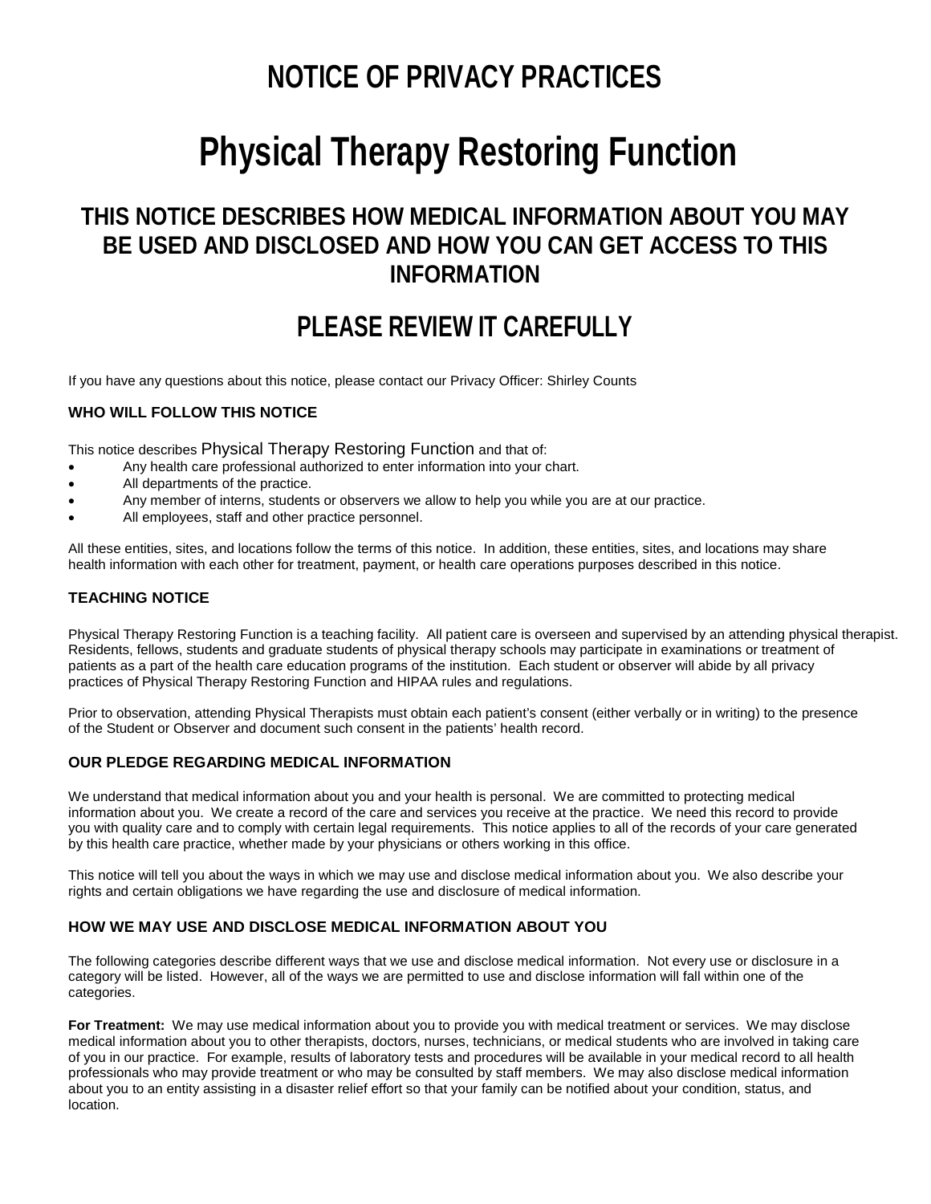# NOTICE OF PRIVACY PRACTICES

# Physical Therapy Restoring Function

## THIS NOTICE DESCRIBES HOW MEDICAL INFORMATION ABOUT YOU MAY BE USED AND DISCLOSED AND HOW YOU CAN GET ACCESS TO THIS INFORMATION

## PLEASE REVIEW IT CAREFULLY

If you have any questions about this notice, please contact our Privacy Officer: Shirley Counts

### WHO WILL FOLLOW THIS NOTICE

This notice describes Physical Therapy Restoring Function and that of:

- Any health care professional authorized to enter information into your chart.
- All departments of the practice.
- Any member of interns, students or observers we allow to help you while you are at our practice.
- All employees, staff and other practice personnel.

All these entities, sites, and locations follow the terms of this notice. In addition, these entities, sites, and locations may share health information with each other for treatment, payment, or health care operations purposes described in this notice.

### TEACHING NOTICE

Physical Therapy Restoring Function is a teaching facility. All patient care is overseen and supervised by an attending physical therapist. Residents, fellows, students and graduate students of physical therapy schools may participate in examinations or treatment of patients as a part of the health care education programs of the institution. Each student or observer will abide by all privacy practices of Physical Therapy Restoring Function and HIPAA rules and regulations.

Prior to observation, attending Physical Therapists must obtain each patient's consent (either verbally or in writing) to the presence of the Student or Observer and document such consent in the patients' health record.

### OUR PLEDGE REGARDING MEDICAL INFORMATION

We understand that medical information about you and your health is personal. We are committed to protecting medical information about you. We create a record of the care and services you receive at the practice. We need this record to provide you with quality care and to comply with certain legal requirements. This notice applies to all of the records of your care generated by this health care practice, whether made by your physicians or others working in this office.

This notice will tell you about the ways in which we may use and disclose medical information about you. We also describe your rights and certain obligations we have regarding the use and disclosure of medical information.

### HOW WE MAY USE AND DISCLOSE MEDICAL INFORMATION ABOUT YOU

The following categories describe different ways that we use and disclose medical information. Not every use or disclosure in a category will be listed. However, all of the ways we are permitted to use and disclose information will fall within one of the categories.

**For Treatment:** We may use medical information about you to provide you with medical treatment or services. We may disclose medical information about you to other therapists, doctors, nurses, technicians, or medical students who are involved in taking care of you in our practice. For example, results of laboratory tests and procedures will be available in your medical record to all health professionals who may provide treatment or who may be consulted by staff members. We may also disclose medical information about you to an entity assisting in a disaster relief effort so that your family can be notified about your condition, status, and location.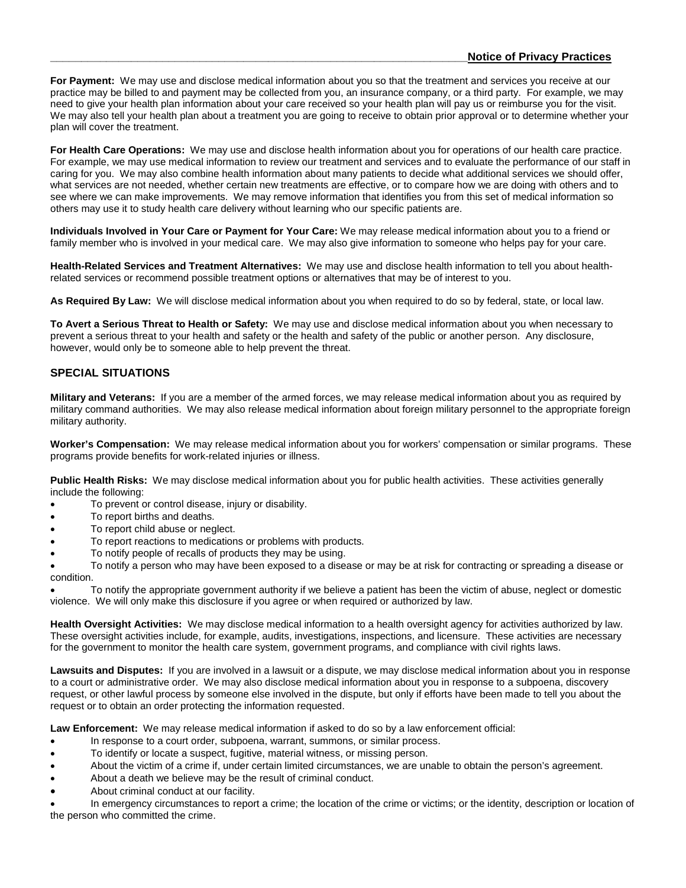**For Payment:** We may use and disclose medical information about you so that the treatment and services you receive at our practice may be billed to and payment may be collected from you, an insurance company, or a third party. For example, we may need to give your health plan information about your care received so your health plan will pay us or reimburse you for the visit. We may also tell your health plan about a treatment you are going to receive to obtain prior approval or to determine whether your plan will cover the treatment.

**For Health Care Operations:** We may use and disclose health information about you for operations of our health care practice. For example, we may use medical information to review our treatment and services and to evaluate the performance of our staff in caring for you. We may also combine health information about many patients to decide what additional services we should offer, what services are not needed, whether certain new treatments are effective, or to compare how we are doing with others and to see where we can make improvements. We may remove information that identifies you from this set of medical information so others may use it to study health care delivery without learning who our specific patients are.

**Individuals Involved in Your Care or Payment for Your Care:** We may release medical information about you to a friend or family member who is involved in your medical care. We may also give information to someone who helps pay for your care.

**Health-Related Services and Treatment Alternatives:** We may use and disclose health information to tell you about health-related services or recommend possible treatment options or alternatives that may be of interest to you.

**As Required By Law:** We will disclose medical information about you when required to do so by federal, state, or local law.

**To Avert a Serious Threat to Health or Safety:** We may use and disclose medical information about you when necessary to prevent a serious threat to your health and safety or the health and safety of the public or another person. Any disclosure, however, would only be to someone able to help prevent the threat.

## SPECIAL SITUATIONS

**Military and Veterans:** If you are a member of the armed forces, we may release medical information about you as required by military command authorities. We may also release medical information about foreign military personnel to the appropriate foreign military authority.

**Worker's Compensation:** We may release medical information about you for workers' compensation or similar programs. These programs provide benefits for work-related injuries or illness.

**Public Health Risks:** We may disclose medical information about you for public health activities. These activities generally include the following:

- To prevent or control disease, injury or disability.
- To report births and deaths.
- To report child abuse or neglect.
- To report reactions to medications or problems with products.
- To notify people of recalls of products they may be using.
- To notify a person who may have been exposed to a disease or may be at risk for contracting or spreading a disease or condition.
- To notify the appropriate government authority if we believe a patient has been the victim of abuse, neglect or domestic violence. We will only make this disclosure if you agree or when required or authorized by law.

**Health Oversight Activities:** We may disclose medical information to a health oversight agency for activities authorized by law. These oversight activities include, for example, audits, investigations, inspections, and licensure. These activities are necessary for the government to monitor the health care system, government programs, and compliance with civil rights laws.

**Lawsuits and Disputes:** If you are involved in a lawsuit or a dispute, we may disclose medical information about you in response to a court or administrative order. We may also disclose medical information about you in response to a subpoena, discovery request, or other lawful process by someone else involved in the dispute, but only if efforts have been made to tell you about the request or to obtain an order protecting the information requested.

**Law Enforcement:** We may release medical information if asked to do so by a law enforcement official:

- In response to a court order, subpoena, warrant, summons, or similar process.
- To identify or locate a suspect, fugitive, material witness, or missing person.
- About the victim of a crime if, under certain limited circumstances, we are unable to obtain the person's agreement.
- About a death we believe may be the result of criminal conduct.
- About criminal conduct at our facility.
- In emergency circumstances to report a crime; the location of the crime or victims; or the identity, description or location of the person who committed the crime.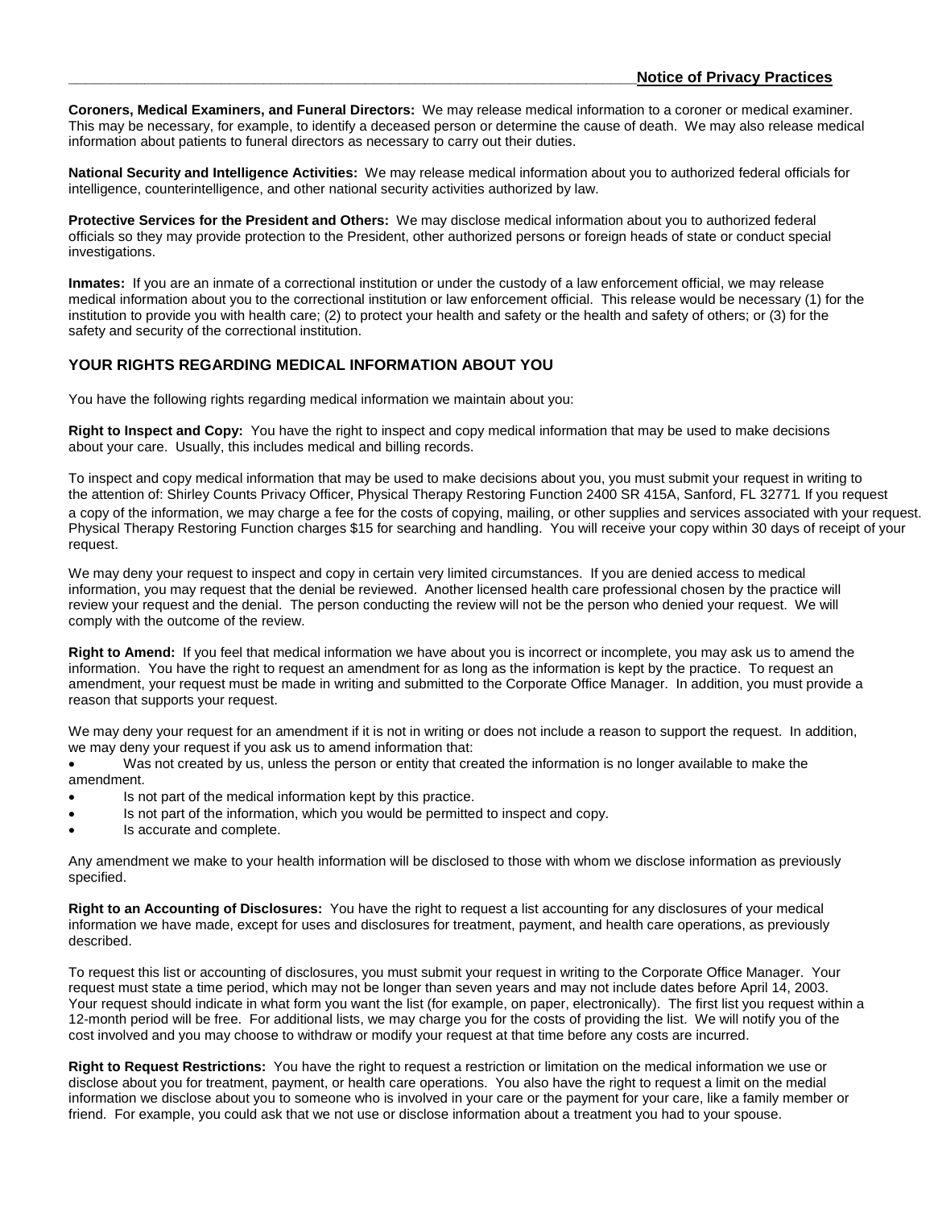**Coroners, Medical Examiners, and Funeral Directors:** We may release medical information to a coroner or medical examiner. This may be necessary, for example, to identify a deceased person or determine the cause of death. We may also release medical information about patients to funeral directors as necessary to carry out their duties.

**National Security and Intelligence Activities:** We may release medical information about you to authorized federal officials for intelligence, counterintelligence, and other national security activities authorized by law.

**Protective Services for the President and Others:** We may disclose medical information about you to authorized federal officials so they may provide protection to the President, other authorized persons or foreign heads of state or conduct special investigations.

**Inmates:** If you are an inmate of a correctional institution or under the custody of a law enforcement official, we may release medical information about you to the correctional institution or law enforcement official. This release would be necessary (1) for the institution to provide you with health care; (2) to protect your health and safety or the health and safety of others; or (3) for the safety and security of the correctional institution.

## YOUR RIGHTS REGARDING MEDICAL INFORMATION ABOUT YOU

You have the following rights regarding medical information we maintain about you:

**Right to Inspect and Copy:** You have the right to inspect and copy medical information that may be used to make decisions about your care. Usually, this includes medical and billing records.

To inspect and copy medical information that may be used to make decisions about you, you must submit your request in writing to the attention of: Shirley Counts Privacy Officer, Physical Therapy Restoring Function 2400 SR 415A, Sanford, FL 32771. If you request a copy of the information, we may charge a fee for the costs of copying, mailing, or other supplies and services associated with your request. Physical Therapy Restoring Function charges $15 for searching and handling. You will receive your copy within 30 days of receipt of your request.

We may deny your request to inspect and copy in certain very limited circumstances. If you are denied access to medical information, you may request that the denial be reviewed. Another licensed health care professional chosen by the practice will review your request and the denial. The person conducting the review will not be the person who denied your request. We will comply with the outcome of the review.

**Right to Amend:** If you feel that medical information we have about you is incorrect or incomplete, you may ask us to amend the information. You have the right to request an amendment for as long as the information is kept by the practice. To request an amendment, your request must be made in writing and submitted to the Corporate Office Manager. In addition, you must provide a reason that supports your request.

We may deny your request for an amendment if it is not in writing or does not include a reason to support the request. In addition, we may deny your request if you ask us to amend information that:

- Was not created by us, unless the person or entity that created the information is no longer available to make the amendment.
- Is not part of the medical information kept by this practice.
- Is not part of the information, which you would be permitted to inspect and copy.
- Is accurate and complete.

Any amendment we make to your health information will be disclosed to those with whom we disclose information as previously specified.

**Right to an Accounting of Disclosures:** You have the right to request a list accounting for any disclosures of your medical information we have made, except for uses and disclosures for treatment, payment, and health care operations, as previously described.

To request this list or accounting of disclosures, you must submit your request in writing to the Corporate Office Manager. Your request must state a time period, which may not be longer than seven years and may not include dates before April 14, 2003. Your request should indicate in what form you want the list (for example, on paper, electronically). The first list you request within a 12-month period will be free. For additional lists, we may charge you for the costs of providing the list. We will notify you of the cost involved and you may choose to withdraw or modify your request at that time before any costs are incurred.

**Right to Request Restrictions:** You have the right to request a restriction or limitation on the medical information we use or disclose about you for treatment, payment, or health care operations. You also have the right to request a limit on the medial information we disclose about you to someone who is involved in your care or the payment for your care, like a family member or friend. For example, you could ask that we not use or disclose information about a treatment you had to your spouse.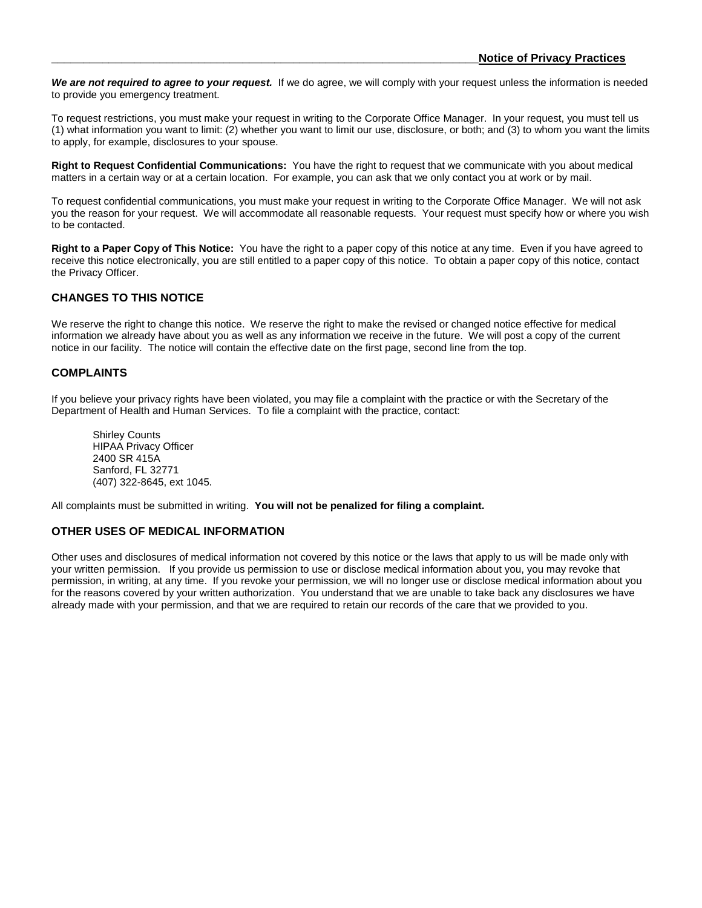***We are not required to agree to your request.*** If we do agree, we will comply with your request unless the information is needed to provide you emergency treatment.

To request restrictions, you must make your request in writing to the Corporate Office Manager. In your request, you must tell us (1) what information you want to limit: (2) whether you want to limit our use, disclosure, or both; and (3) to whom you want the limits to apply, for example, disclosures to your spouse.

**Right to Request Confidential Communications:** You have the right to request that we communicate with you about medical matters in a certain way or at a certain location. For example, you can ask that we only contact you at work or by mail.

To request confidential communications, you must make your request in writing to the Corporate Office Manager. We will not ask you the reason for your request. We will accommodate all reasonable requests. Your request must specify how or where you wish to be contacted.

**Right to a Paper Copy of This Notice:** You have the right to a paper copy of this notice at any time. Even if you have agreed to receive this notice electronically, you are still entitled to a paper copy of this notice. To obtain a paper copy of this notice, contact the Privacy Officer.

## CHANGES TO THIS NOTICE

We reserve the right to change this notice. We reserve the right to make the revised or changed notice effective for medical information we already have about you as well as any information we receive in the future. We will post a copy of the current notice in our facility. The notice will contain the effective date on the first page, second line from the top.

## COMPLAINTS

If you believe your privacy rights have been violated, you may file a complaint with the practice or with the Secretary of the Department of Health and Human Services. To file a complaint with the practice, contact:

Shirley Counts
HIPAA Privacy Officer
2400 SR 415A
Sanford, FL 32771
(407) 322-8645, ext 1045.

All complaints must be submitted in writing. **You will not be penalized for filing a complaint.**

## OTHER USES OF MEDICAL INFORMATION

Other uses and disclosures of medical information not covered by this notice or the laws that apply to us will be made only with your written permission. If you provide us permission to use or disclose medical information about you, you may revoke that permission, in writing, at any time. If you revoke your permission, we will no longer use or disclose medical information about you for the reasons covered by your written authorization. You understand that we are unable to take back any disclosures we have already made with your permission, and that we are required to retain our records of the care that we provided to you.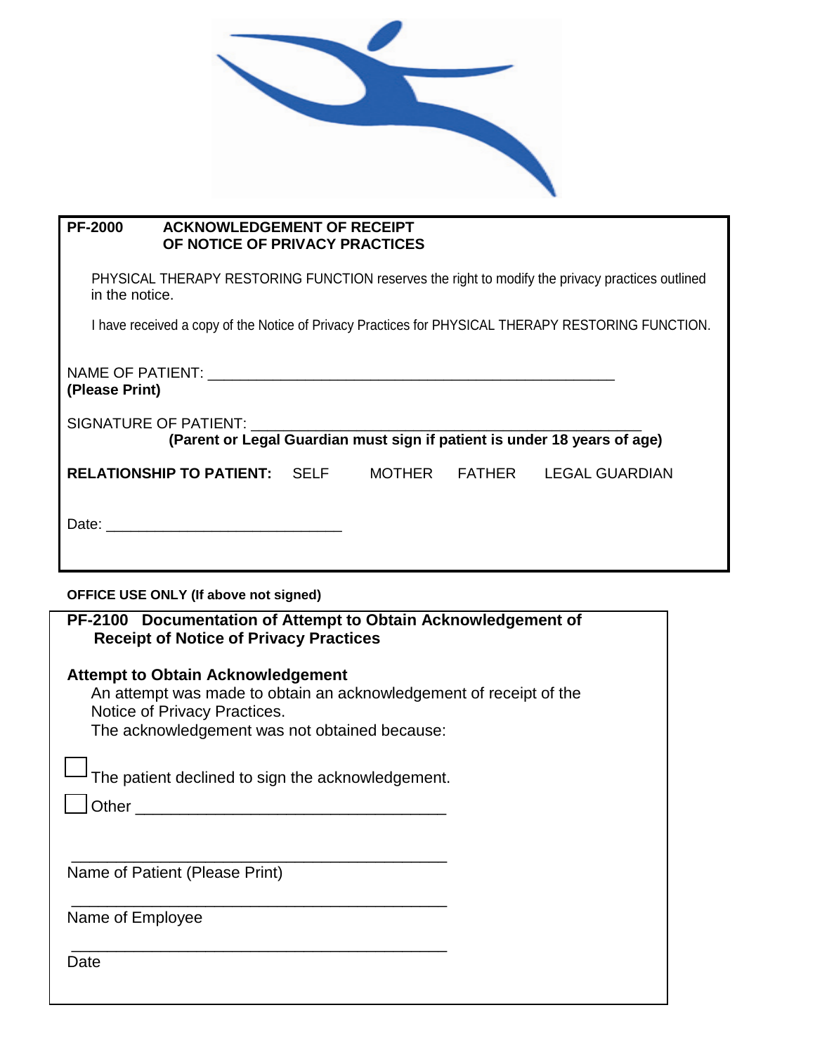**PF-2000 ACKNOWLEDGEMENT OF RECEIPT OF NOTICE OF PRIVACY PRACTICES**

PHYSICAL THERAPY RESTORING FUNCTION reserves the right to modify the privacy practices outlined in the notice.

I have received a copy of the Notice of Privacy Practices for PHYSICAL THERAPY RESTORING FUNCTION.

NAME OF PATIENT: ___________________________________________________
**(Please Print)**

SIGNATURE OF PATIENT: ________________________________________________
**(Parent or Legal Guardian must sign if patient is under 18 years of age)**

**RELATIONSHIP TO PATIENT:** SELF MOTHER FATHER LEGAL GUARDIAN

Date: ______________________________

**OFFICE USE ONLY (If above not signed)**

**PF-2100 Documentation of Attempt to Obtain Acknowledgement of Receipt of Notice of Privacy Practices**

**Attempt to Obtain Acknowledgement**

An attempt was made to obtain an acknowledgement of receipt of the Notice of Privacy Practices.
The acknowledgement was not obtained because:

☐ The patient declined to sign the acknowledgement.

☐ Other ________________________________

________________________________________________
Name of Patient (Please Print)

________________________________________________
Name of Employee

________________________________________________
Date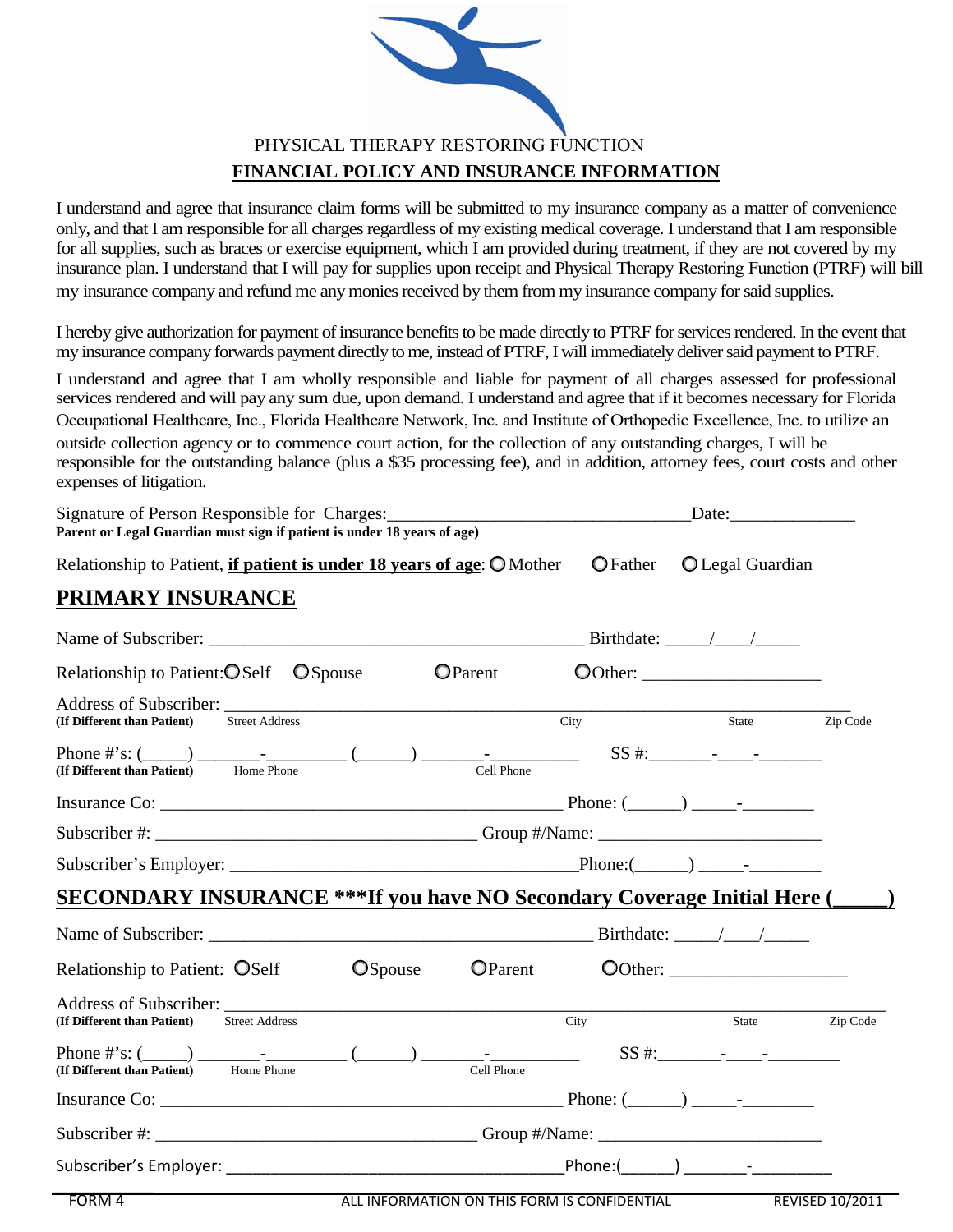PHYSICAL THERAPY RESTORING FUNCTION

## FINANCIAL POLICY AND INSURANCE INFORMATION

I understand and agree that insurance claim forms will be submitted to my insurance company as a matter of convenience only, and that I am responsible for all charges regardless of my existing medical coverage. I understand that I am responsible for all supplies, such as braces or exercise equipment, which I am provided during treatment, if they are not covered by my insurance plan. I understand that I will pay for supplies upon receipt and Physical Therapy Restoring Function (PTRF) will bill my insurance company and refund me any monies received by them from my insurance company for said supplies.

I hereby give authorization for payment of insurance benefits to be made directly to PTRF for services rendered. In the event that my insurance company forwards payment directly to me, instead of PTRF, I will immediately deliver said payment to PTRF.

I understand and agree that I am wholly responsible and liable for payment of all charges assessed for professional services rendered and will pay any sum due, upon demand. I understand and agree that if it becomes necessary for Florida Occupational Healthcare, Inc., Florida Healthcare Network, Inc. and Institute of Orthopedic Excellence, Inc. to utilize an outside collection agency or to commence court action, for the collection of any outstanding charges, I will be responsible for the outstanding balance (plus a $35 processing fee), and in addition, attorney fees, court costs and other expenses of litigation.

Signature of Person Responsible for Charges:_________________________________Date:______________
**Parent or Legal Guardian must sign if patient is under 18 years of age)**

Relationship to Patient, **if patient is under 18 years of age**: ○ Mother ○ Father ○ Legal Guardian

## PRIMARY INSURANCE

Name of Subscriber: ________________________________________ Birthdate: _____/____/_____

Relationship to Patient: ○ Self ○ Spouse ○ Parent ○ Other: ___________________

Address of Subscriber: ____________________________________________________________________
**(If Different than Patient)** Street Address City State Zip Code

Phone #'s: (_____) _______-_________ (______) _______-__________ SS #:_______-____-_______
**(If Different than Patient)** Home Phone Cell Phone

Insurance Co: ____________________________________________ Phone: (______) _____-________

Subscriber #: ___________________________________ Group #/Name: ________________________

Subscriber's Employer: _____________________________________Phone:(______) _____-________

## SECONDARY INSURANCE ***If you have NO Secondary Coverage Initial Here (_____)

Name of Subscriber: _________________________________________ Birthdate: _____/____/_____

Relationship to Patient: ○ Self ○ Spouse ○ Parent ○ Other: ___________________

Address of Subscriber: ____________________________________________________________________
**(If Different than Patient)** Street Address City State Zip Code

Phone #'s: (_____) _______-_________ (______) _______-__________ SS #:_______-____-________
**(If Different than Patient)** Home Phone Cell Phone

Insurance Co: ____________________________________________ Phone: (______) _____-________

Subscriber #: ___________________________________ Group #/Name: ________________________

Subscriber's Employer: _____________________________________Phone:(______) _______-_________

FORM 4 ALL INFORMATION ON THIS FORM IS CONFIDENTIAL REVISED 10/2011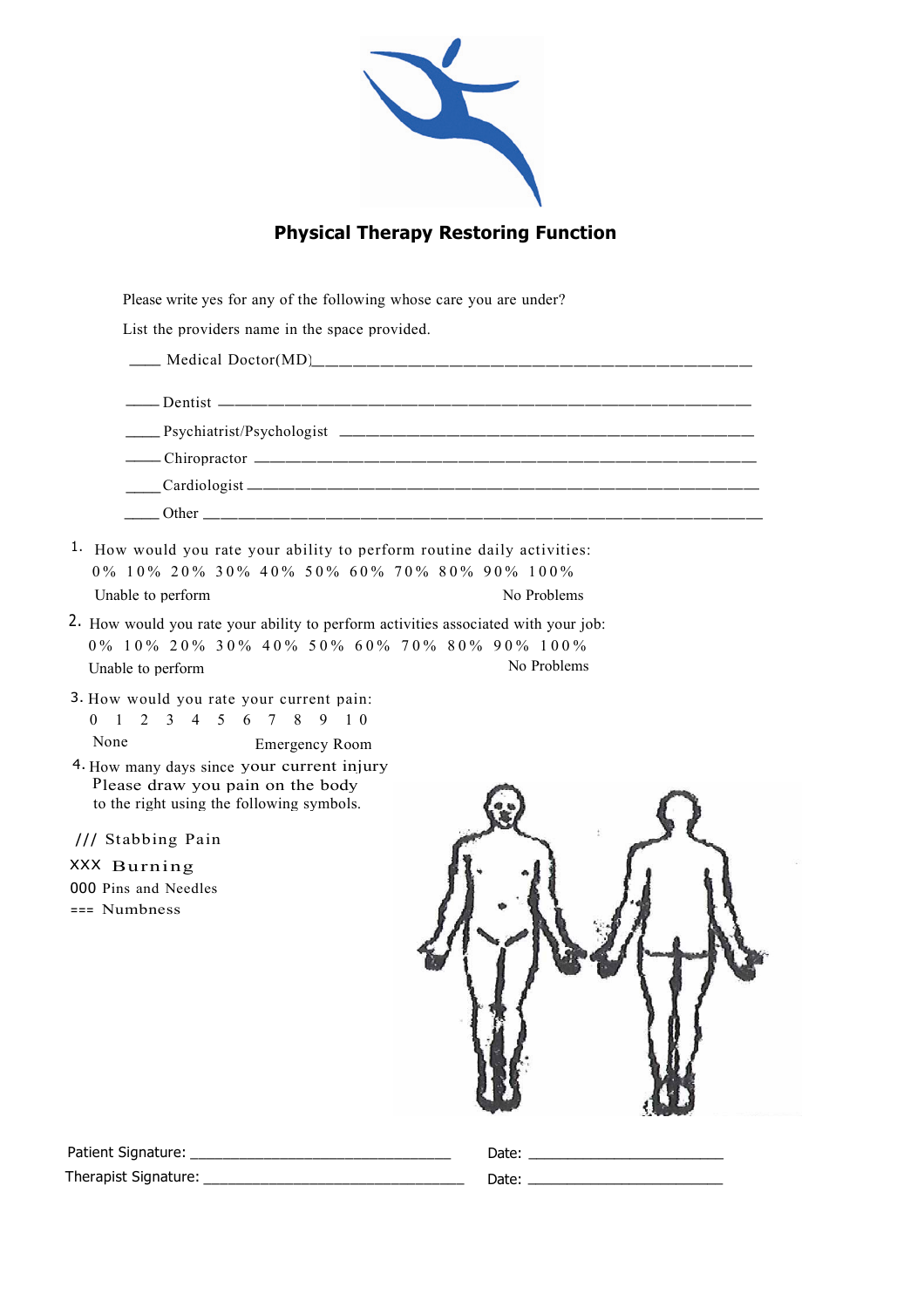# Physical Therapy Restoring Function

Please write yes for any of the following whose care you are under?

List the providers name in the space provided.

____ Medical Doctor(MD)______________________________________________

____ Dentist ______________________________________________________

____ Psychiatrist/Psychologist _________________________________________

____ Chiropractor __________________________________________________

____ Cardiologist __________________________________________________

____ Other ______________________________________________________

1. How would you rate your ability to perform routine daily activities:
   0% 10% 20% 30% 40% 50% 60% 70% 80% 90% 100%
   Unable to perform No Problems

2. How would you rate your ability to perform activities associated with your job:
   0% 10% 20% 30% 40% 50% 60% 70% 80% 90% 100%
   Unable to perform No Problems

3. How would you rate your current pain:
   0 1 2 3 4 5 6 7 8 9 10
   None Emergency Room

4. How many days since your current injury
   Please draw you pain on the body
   to the right using the following symbols.

/// Stabbing Pain

XXX Burning

000 Pins and Needles

=== Numbness

Patient Signature: ________________________________ Date: ________________________

Therapist Signature: ________________________________ Date: ________________________